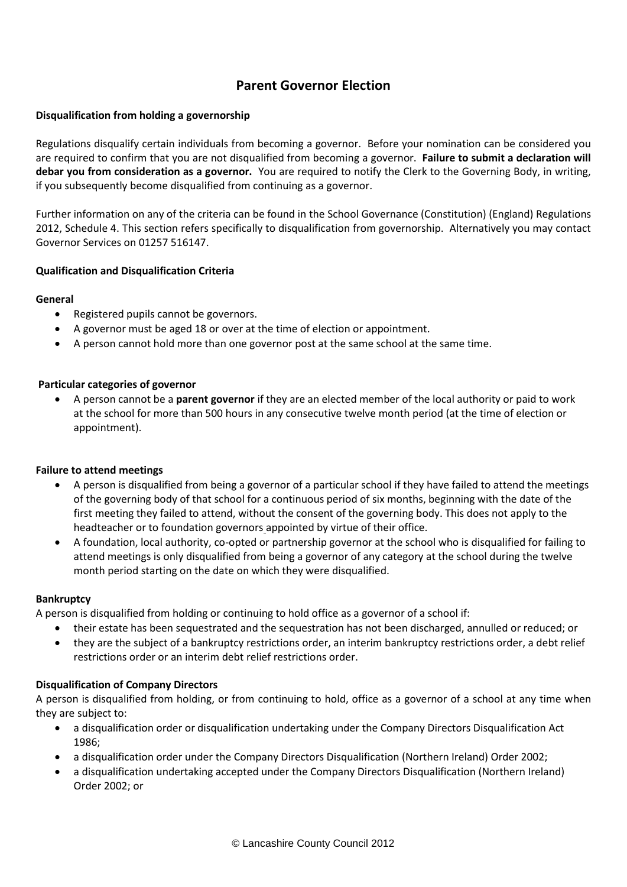# Parent Governor Election

**Disqualification from holding a governorship**

Regulations disqualify certain individuals from becoming a governor. Before your nomination can be considered you are required to confirm that you are not disqualified from becoming a governor. **Failure to submit a declaration will debar you from consideration as a governor.** You are required to notify the Clerk to the Governing Body, in writing, if you subsequently become disqualified from continuing as a governor.

Further information on any of the criteria can be found in the School Governance (Constitution) (England) Regulations 2012, Schedule 4. This section refers specifically to disqualification from governorship. Alternatively you may contact Governor Services on 01257 516147.

**Qualification and Disqualification Criteria**

**General**

- Registered pupils cannot be governors.
- A governor must be aged 18 or over at the time of election or appointment.
- A person cannot hold more than one governor post at the same school at the same time.

**Particular categories of governor**

- A person cannot be a **parent governor** if they are an elected member of the local authority or paid to work at the school for more than 500 hours in any consecutive twelve month period (at the time of election or appointment).

**Failure to attend meetings**

- A person is disqualified from being a governor of a particular school if they have failed to attend the meetings of the governing body of that school for a continuous period of six months, beginning with the date of the first meeting they failed to attend, without the consent of the governing body. This does not apply to the headteacher or to foundation governors appointed by virtue of their office.
- A foundation, local authority, co-opted or partnership governor at the school who is disqualified for failing to attend meetings is only disqualified from being a governor of any category at the school during the twelve month period starting on the date on which they were disqualified.

**Bankruptcy**

A person is disqualified from holding or continuing to hold office as a governor of a school if:

- their estate has been sequestrated and the sequestration has not been discharged, annulled or reduced; or
- they are the subject of a bankruptcy restrictions order, an interim bankruptcy restrictions order, a debt relief restrictions order or an interim debt relief restrictions order.

**Disqualification of Company Directors**

A person is disqualified from holding, or from continuing to hold, office as a governor of a school at any time when they are subject to:

- a disqualification order or disqualification undertaking under the Company Directors Disqualification Act 1986;
- a disqualification order under the Company Directors Disqualification (Northern Ireland) Order 2002;
- a disqualification undertaking accepted under the Company Directors Disqualification (Northern Ireland) Order 2002; or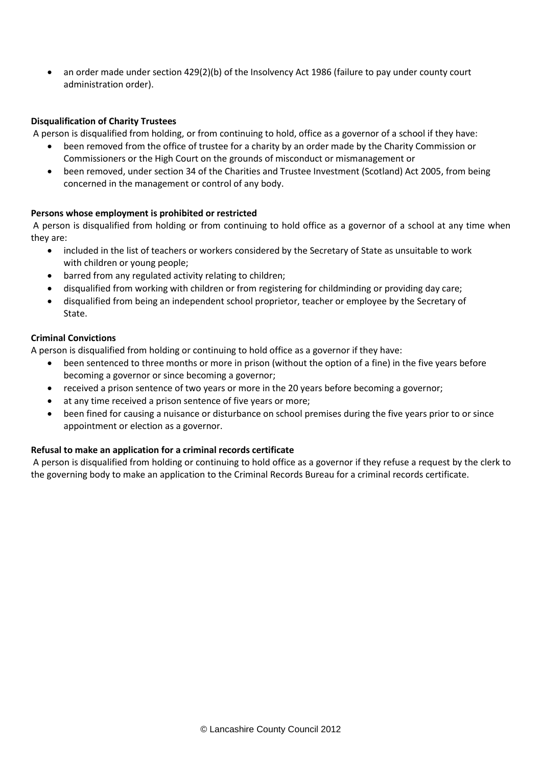- an order made under section 429(2)(b) of the Insolvency Act 1986 (failure to pay under county court administration order).

**Disqualification of Charity Trustees**

A person is disqualified from holding, or from continuing to hold, office as a governor of a school if they have:

- been removed from the office of trustee for a charity by an order made by the Charity Commission or Commissioners or the High Court on the grounds of misconduct or mismanagement or
- been removed, under section 34 of the Charities and Trustee Investment (Scotland) Act 2005, from being concerned in the management or control of any body.

**Persons whose employment is prohibited or restricted**

A person is disqualified from holding or from continuing to hold office as a governor of a school at any time when they are:

- included in the list of teachers or workers considered by the Secretary of State as unsuitable to work with children or young people;
- barred from any regulated activity relating to children;
- disqualified from working with children or from registering for childminding or providing day care;
- disqualified from being an independent school proprietor, teacher or employee by the Secretary of State.

**Criminal Convictions**

A person is disqualified from holding or continuing to hold office as a governor if they have:

- been sentenced to three months or more in prison (without the option of a fine) in the five years before becoming a governor or since becoming a governor;
- received a prison sentence of two years or more in the 20 years before becoming a governor;
- at any time received a prison sentence of five years or more;
- been fined for causing a nuisance or disturbance on school premises during the five years prior to or since appointment or election as a governor.

**Refusal to make an application for a criminal records certificate**

A person is disqualified from holding or continuing to hold office as a governor if they refuse a request by the clerk to the governing body to make an application to the Criminal Records Bureau for a criminal records certificate.

© Lancashire County Council 2012